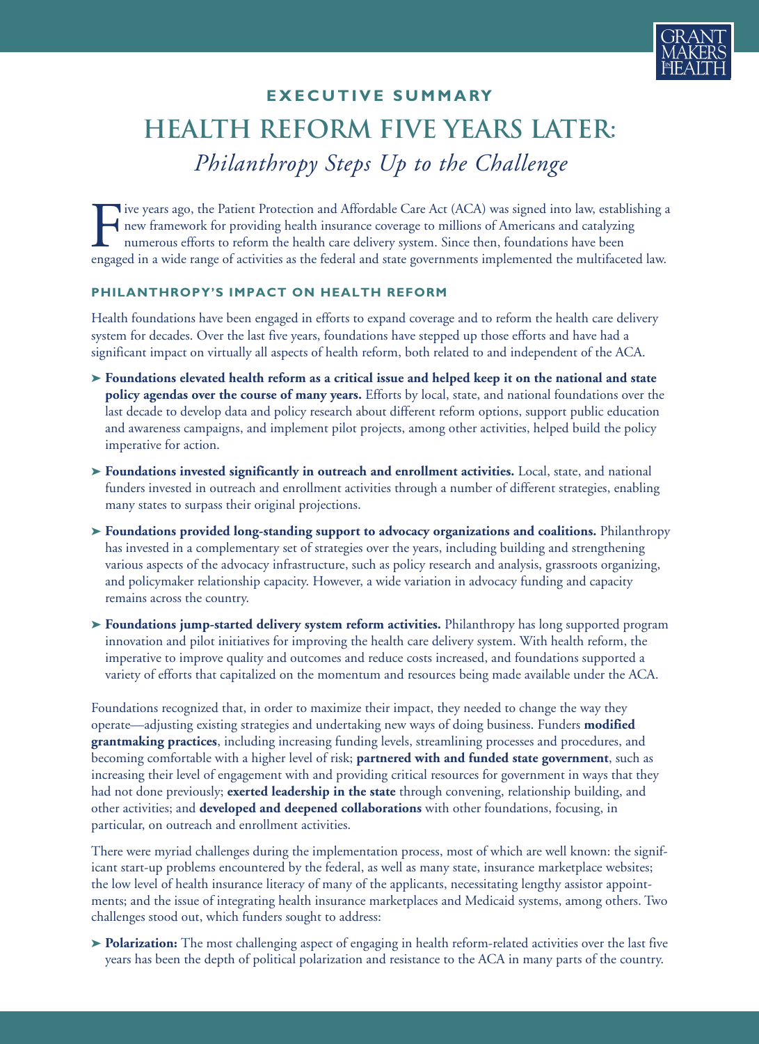## EXECUTIVE SUMMARY

# HEALTH REFORM FIVE YEARS LATER:

*Philanthropy Steps Up to the Challenge*

Five years ago, the Patient Protection and Affordable Care Act (ACA) was signed into law, establishing a new framework for providing health insurance coverage to millions of Americans and catalyzing numerous efforts to reform the health care delivery system. Since then, foundations have been engaged in a wide range of activities as the federal and state governments implemented the multifaceted law.

### PHILANTHROPY'S IMPACT ON HEALTH REFORM

Health foundations have been engaged in efforts to expand coverage and to reform the health care delivery system for decades. Over the last five years, foundations have stepped up those efforts and have had a significant impact on virtually all aspects of health reform, both related to and independent of the ACA.

- **Foundations elevated health reform as a critical issue and helped keep it on the national and state policy agendas over the course of many years.** Efforts by local, state, and national foundations over the last decade to develop data and policy research about different reform options, support public education and awareness campaigns, and implement pilot projects, among other activities, helped build the policy imperative for action.
- **Foundations invested significantly in outreach and enrollment activities.** Local, state, and national funders invested in outreach and enrollment activities through a number of different strategies, enabling many states to surpass their original projections.
- **Foundations provided long-standing support to advocacy organizations and coalitions.** Philanthropy has invested in a complementary set of strategies over the years, including building and strengthening various aspects of the advocacy infrastructure, such as policy research and analysis, grassroots organizing, and policymaker relationship capacity. However, a wide variation in advocacy funding and capacity remains across the country.
- **Foundations jump-started delivery system reform activities.** Philanthropy has long supported program innovation and pilot initiatives for improving the health care delivery system. With health reform, the imperative to improve quality and outcomes and reduce costs increased, and foundations supported a variety of efforts that capitalized on the momentum and resources being made available under the ACA.

Foundations recognized that, in order to maximize their impact, they needed to change the way they operate—adjusting existing strategies and undertaking new ways of doing business. Funders **modified grantmaking practices**, including increasing funding levels, streamlining processes and procedures, and becoming comfortable with a higher level of risk; **partnered with and funded state government**, such as increasing their level of engagement with and providing critical resources for government in ways that they had not done previously; **exerted leadership in the state** through convening, relationship building, and other activities; and **developed and deepened collaborations** with other foundations, focusing, in particular, on outreach and enrollment activities.

There were myriad challenges during the implementation process, most of which are well known: the significant start-up problems encountered by the federal, as well as many state, insurance marketplace websites; the low level of health insurance literacy of many of the applicants, necessitating lengthy assistor appointments; and the issue of integrating health insurance marketplaces and Medicaid systems, among others. Two challenges stood out, which funders sought to address:

- **Polarization:** The most challenging aspect of engaging in health reform-related activities over the last five years has been the depth of political polarization and resistance to the ACA in many parts of the country.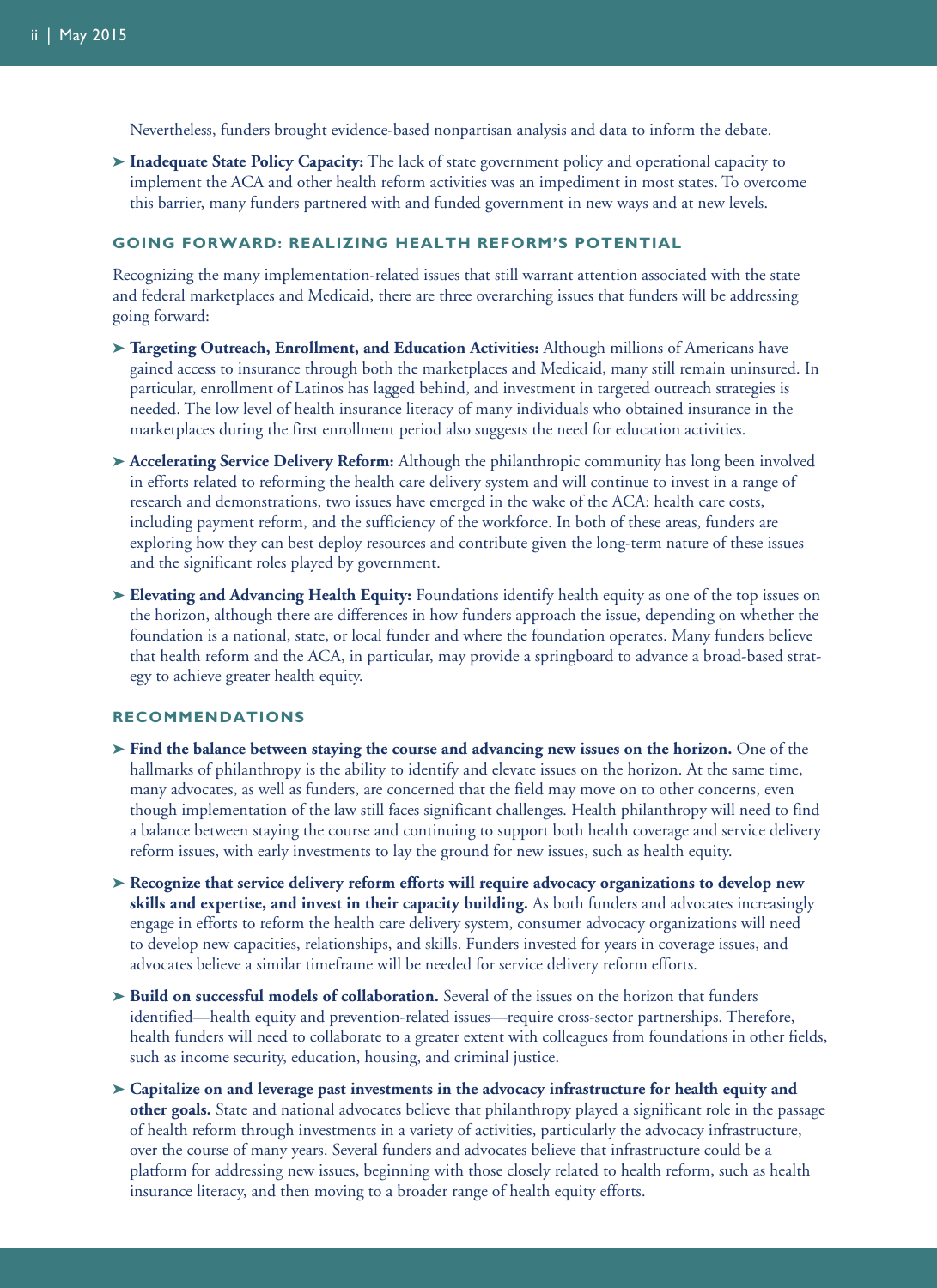Nevertheless, funders brought evidence-based nonpartisan analysis and data to inform the debate.

- **Inadequate State Policy Capacity:** The lack of state government policy and operational capacity to implement the ACA and other health reform activities was an impediment in most states. To overcome this barrier, many funders partnered with and funded government in new ways and at new levels.

## GOING FORWARD: REALIZING HEALTH REFORM'S POTENTIAL

Recognizing the many implementation-related issues that still warrant attention associated with the state and federal marketplaces and Medicaid, there are three overarching issues that funders will be addressing going forward:

- **Targeting Outreach, Enrollment, and Education Activities:** Although millions of Americans have gained access to insurance through both the marketplaces and Medicaid, many still remain uninsured. In particular, enrollment of Latinos has lagged behind, and investment in targeted outreach strategies is needed. The low level of health insurance literacy of many individuals who obtained insurance in the marketplaces during the first enrollment period also suggests the need for education activities.
- **Accelerating Service Delivery Reform:** Although the philanthropic community has long been involved in efforts related to reforming the health care delivery system and will continue to invest in a range of research and demonstrations, two issues have emerged in the wake of the ACA: health care costs, including payment reform, and the sufficiency of the workforce. In both of these areas, funders are exploring how they can best deploy resources and contribute given the long-term nature of these issues and the significant roles played by government.
- **Elevating and Advancing Health Equity:** Foundations identify health equity as one of the top issues on the horizon, although there are differences in how funders approach the issue, depending on whether the foundation is a national, state, or local funder and where the foundation operates. Many funders believe that health reform and the ACA, in particular, may provide a springboard to advance a broad-based strategy to achieve greater health equity.

## RECOMMENDATIONS

- **Find the balance between staying the course and advancing new issues on the horizon.** One of the hallmarks of philanthropy is the ability to identify and elevate issues on the horizon. At the same time, many advocates, as well as funders, are concerned that the field may move on to other concerns, even though implementation of the law still faces significant challenges. Health philanthropy will need to find a balance between staying the course and continuing to support both health coverage and service delivery reform issues, with early investments to lay the ground for new issues, such as health equity.
- **Recognize that service delivery reform efforts will require advocacy organizations to develop new skills and expertise, and invest in their capacity building.** As both funders and advocates increasingly engage in efforts to reform the health care delivery system, consumer advocacy organizations will need to develop new capacities, relationships, and skills. Funders invested for years in coverage issues, and advocates believe a similar timeframe will be needed for service delivery reform efforts.
- **Build on successful models of collaboration.** Several of the issues on the horizon that funders identified—health equity and prevention-related issues—require cross-sector partnerships. Therefore, health funders will need to collaborate to a greater extent with colleagues from foundations in other fields, such as income security, education, housing, and criminal justice.
- **Capitalize on and leverage past investments in the advocacy infrastructure for health equity and other goals.** State and national advocates believe that philanthropy played a significant role in the passage of health reform through investments in a variety of activities, particularly the advocacy infrastructure, over the course of many years. Several funders and advocates believe that infrastructure could be a platform for addressing new issues, beginning with those closely related to health reform, such as health insurance literacy, and then moving to a broader range of health equity efforts.